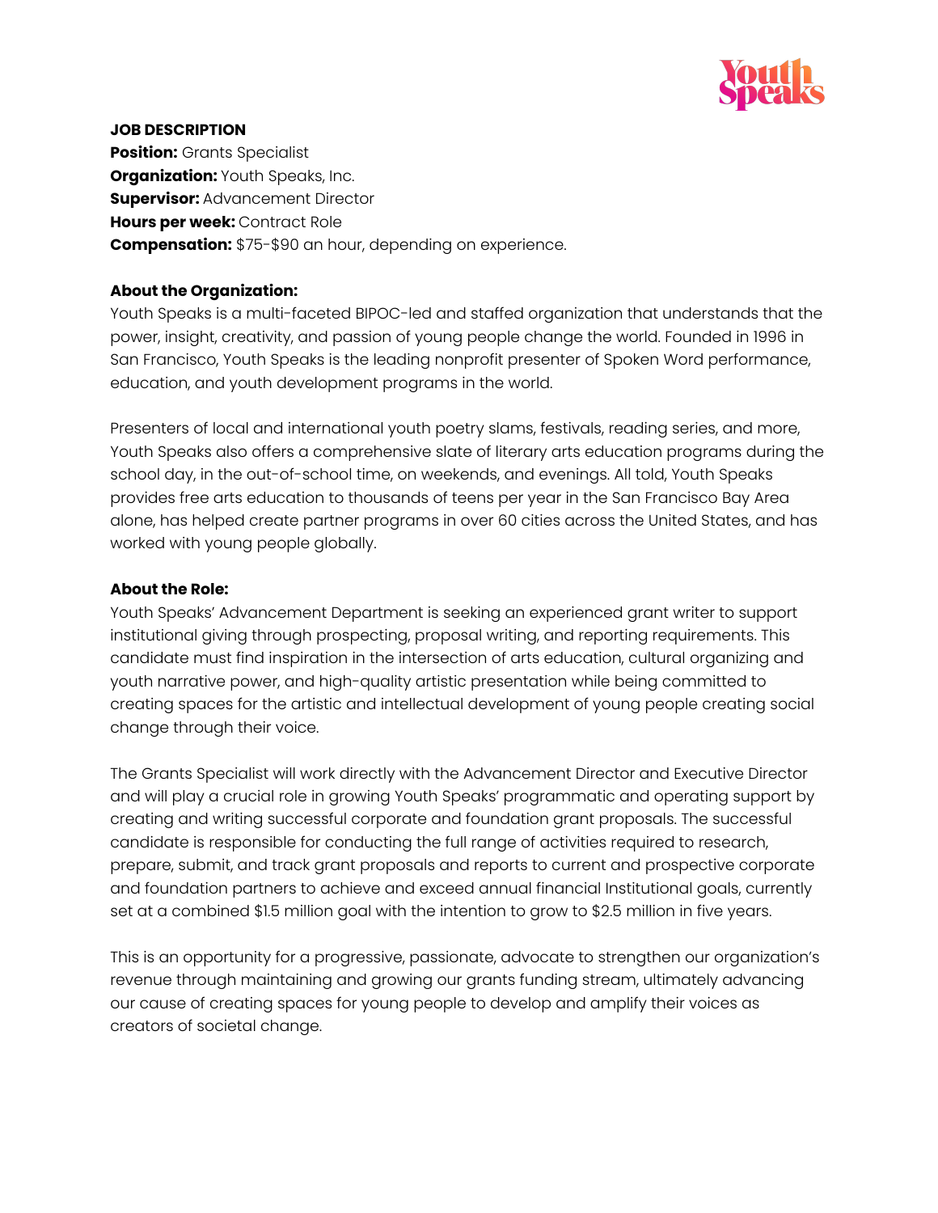**JOB DESCRIPTION**
**Position:** Grants Specialist
**Organization:** Youth Speaks, Inc.
**Supervisor:** Advancement Director
**Hours per week:** Contract Role
**Compensation:** $75-$90 an hour, depending on experience.

**About the Organization:**
Youth Speaks is a multi-faceted BIPOC-led and staffed organization that understands that the power, insight, creativity, and passion of young people change the world. Founded in 1996 in San Francisco, Youth Speaks is the leading nonprofit presenter of Spoken Word performance, education, and youth development programs in the world.

Presenters of local and international youth poetry slams, festivals, reading series, and more, Youth Speaks also offers a comprehensive slate of literary arts education programs during the school day, in the out-of-school time, on weekends, and evenings. All told, Youth Speaks provides free arts education to thousands of teens per year in the San Francisco Bay Area alone, has helped create partner programs in over 60 cities across the United States, and has worked with young people globally.

**About the Role:**
Youth Speaks' Advancement Department is seeking an experienced grant writer to support institutional giving through prospecting, proposal writing, and reporting requirements. This candidate must find inspiration in the intersection of arts education, cultural organizing and youth narrative power, and high-quality artistic presentation while being committed to creating spaces for the artistic and intellectual development of young people creating social change through their voice.

The Grants Specialist will work directly with the Advancement Director and Executive Director and will play a crucial role in growing Youth Speaks' programmatic and operating support by creating and writing successful corporate and foundation grant proposals. The successful candidate is responsible for conducting the full range of activities required to research, prepare, submit, and track grant proposals and reports to current and prospective corporate and foundation partners to achieve and exceed annual financial Institutional goals, currently set at a combined $1.5 million goal with the intention to grow to $2.5 million in five years.

This is an opportunity for a progressive, passionate, advocate to strengthen our organization's revenue through maintaining and growing our grants funding stream, ultimately advancing our cause of creating spaces for young people to develop and amplify their voices as creators of societal change.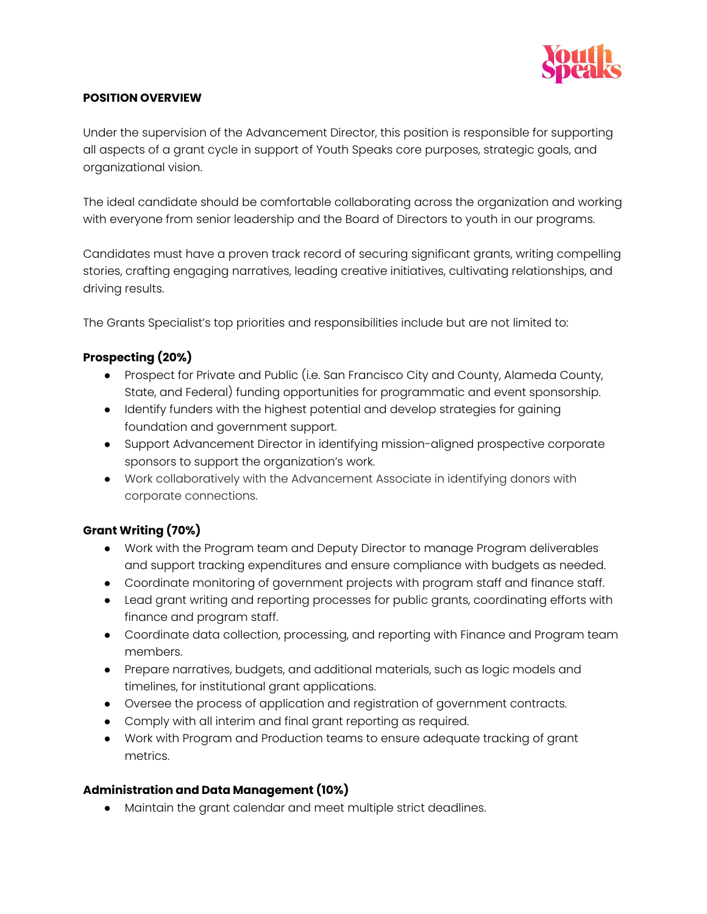**POSITION OVERVIEW**

Under the supervision of the Advancement Director, this position is responsible for supporting all aspects of a grant cycle in support of Youth Speaks core purposes, strategic goals, and organizational vision.

The ideal candidate should be comfortable collaborating across the organization and working with everyone from senior leadership and the Board of Directors to youth in our programs.

Candidates must have a proven track record of securing significant grants, writing compelling stories, crafting engaging narratives, leading creative initiatives, cultivating relationships, and driving results.

The Grants Specialist's top priorities and responsibilities include but are not limited to:

**Prospecting (20%)**

- Prospect for Private and Public (i.e. San Francisco City and County, Alameda County, State, and Federal) funding opportunities for programmatic and event sponsorship.
- Identify funders with the highest potential and develop strategies for gaining foundation and government support.
- Support Advancement Director in identifying mission-aligned prospective corporate sponsors to support the organization's work.
- Work collaboratively with the Advancement Associate in identifying donors with corporate connections.

**Grant Writing (70%)**

- Work with the Program team and Deputy Director to manage Program deliverables and support tracking expenditures and ensure compliance with budgets as needed.
- Coordinate monitoring of government projects with program staff and finance staff.
- Lead grant writing and reporting processes for public grants, coordinating efforts with finance and program staff.
- Coordinate data collection, processing, and reporting with Finance and Program team members.
- Prepare narratives, budgets, and additional materials, such as logic models and timelines, for institutional grant applications.
- Oversee the process of application and registration of government contracts.
- Comply with all interim and final grant reporting as required.
- Work with Program and Production teams to ensure adequate tracking of grant metrics.

**Administration and Data Management (10%)**

- Maintain the grant calendar and meet multiple strict deadlines.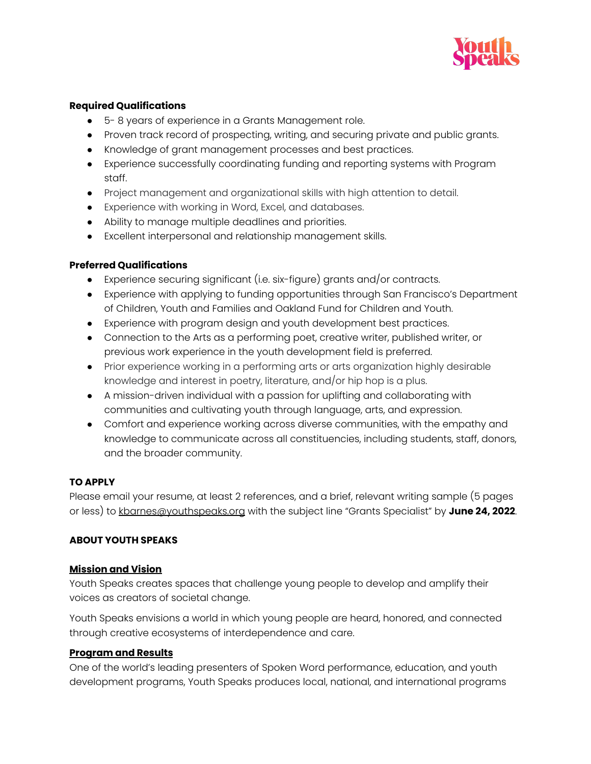**Required Qualifications**

- 5- 8 years of experience in a Grants Management role.
- Proven track record of prospecting, writing, and securing private and public grants.
- Knowledge of grant management processes and best practices.
- Experience successfully coordinating funding and reporting systems with Program staff.
- Project management and organizational skills with high attention to detail.
- Experience with working in Word, Excel, and databases.
- Ability to manage multiple deadlines and priorities.
- Excellent interpersonal and relationship management skills.

**Preferred Qualifications**

- Experience securing significant (i.e. six-figure) grants and/or contracts.
- Experience with applying to funding opportunities through San Francisco's Department of Children, Youth and Families and Oakland Fund for Children and Youth.
- Experience with program design and youth development best practices.
- Connection to the Arts as a performing poet, creative writer, published writer, or previous work experience in the youth development field is preferred.
- Prior experience working in a performing arts or arts organization highly desirable knowledge and interest in poetry, literature, and/or hip hop is a plus.
- A mission-driven individual with a passion for uplifting and collaborating with communities and cultivating youth through language, arts, and expression.
- Comfort and experience working across diverse communities, with the empathy and knowledge to communicate across all constituencies, including students, staff, donors, and the broader community.

**TO APPLY**

Please email your resume, at least 2 references, and a brief, relevant writing sample (5 pages or less) to kbarnes@youthspeaks.org with the subject line "Grants Specialist" by **June 24, 2022**.

**ABOUT YOUTH SPEAKS**

**Mission and Vision**

Youth Speaks creates spaces that challenge young people to develop and amplify their voices as creators of societal change.

Youth Speaks envisions a world in which young people are heard, honored, and connected through creative ecosystems of interdependence and care.

**Program and Results**

One of the world's leading presenters of Spoken Word performance, education, and youth development programs, Youth Speaks produces local, national, and international programs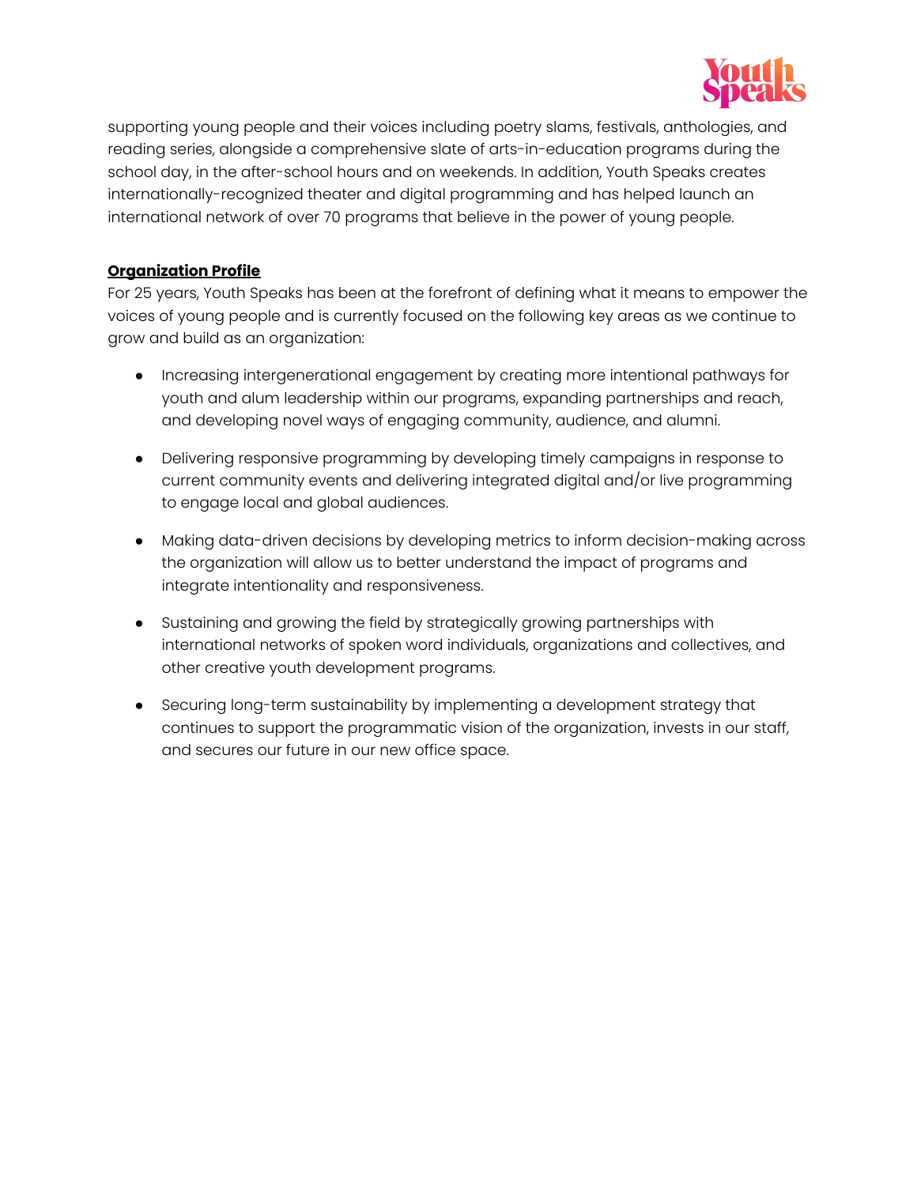supporting young people and their voices including poetry slams, festivals, anthologies, and reading series, alongside a comprehensive slate of arts-in-education programs during the school day, in the after-school hours and on weekends. In addition, Youth Speaks creates internationally-recognized theater and digital programming and has helped launch an international network of over 70 programs that believe in the power of young people.

**Organization Profile**

For 25 years, Youth Speaks has been at the forefront of defining what it means to empower the voices of young people and is currently focused on the following key areas as we continue to grow and build as an organization:

- Increasing intergenerational engagement by creating more intentional pathways for youth and alum leadership within our programs, expanding partnerships and reach, and developing novel ways of engaging community, audience, and alumni.
- Delivering responsive programming by developing timely campaigns in response to current community events and delivering integrated digital and/or live programming to engage local and global audiences.
- Making data-driven decisions by developing metrics to inform decision-making across the organization will allow us to better understand the impact of programs and integrate intentionality and responsiveness.
- Sustaining and growing the field by strategically growing partnerships with international networks of spoken word individuals, organizations and collectives, and other creative youth development programs.
- Securing long-term sustainability by implementing a development strategy that continues to support the programmatic vision of the organization, invests in our staff, and secures our future in our new office space.